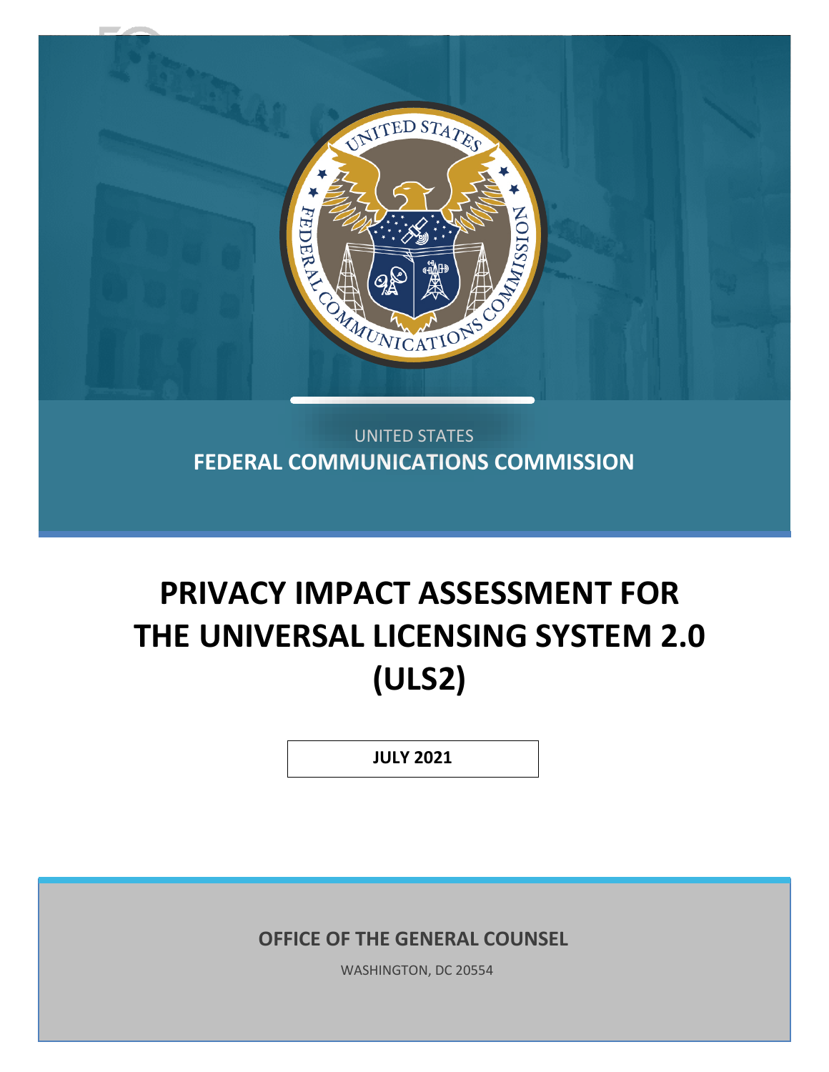UNITED STATES

**FEDERAL COMMUNICATIONS COMMISSION**

# PRIVACY IMPACT ASSESSMENT FOR THE UNIVERSAL LICENSING SYSTEM 2.0 (ULS2)

**JULY 2021**

**OFFICE OF THE GENERAL COUNSEL**

WASHINGTON, DC 20554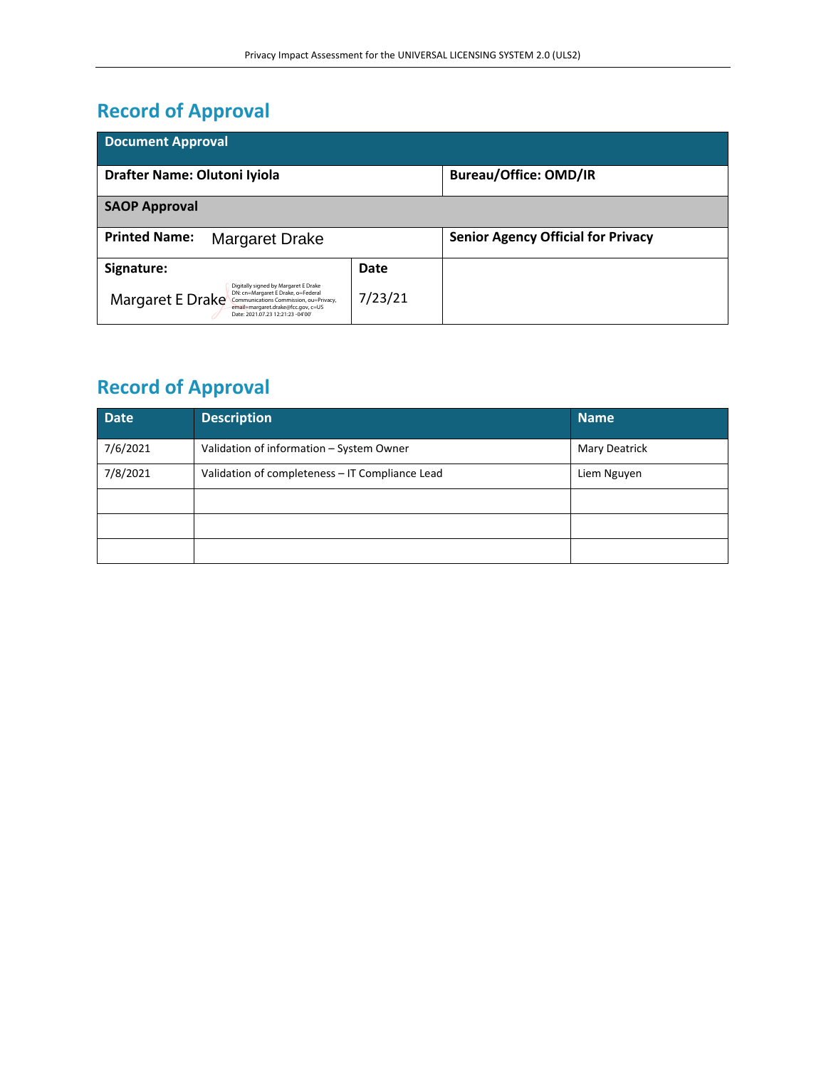## Record of Approval

| Document Approval | | |
|---|---|---|
| **Drafter Name: Olutoni Iyiola** | | **Bureau/Office: OMD/IR** |
| **SAOP Approval** | | |
| **Printed Name:** Margaret Drake | | **Senior Agency Official for Privacy** |
| **Signature:** Margaret E Drake Digitally signed by Margaret E Drake DN: cn=Margaret E Drake, o=Federal Communications Commission, ou=Privacy, email=margaret.drake@fcc.gov, c=US Date: 2021.07.23 12:21:23 -04'00' | **Date** 7/23/21 | |

## Record of Approval

| Date | Description | Name |
|---|---|---|
| 7/6/2021 | Validation of information – System Owner | Mary Deatrick |
| 7/8/2021 | Validation of completeness – IT Compliance Lead | Liem Nguyen |
| | | |
| | | |
| | | |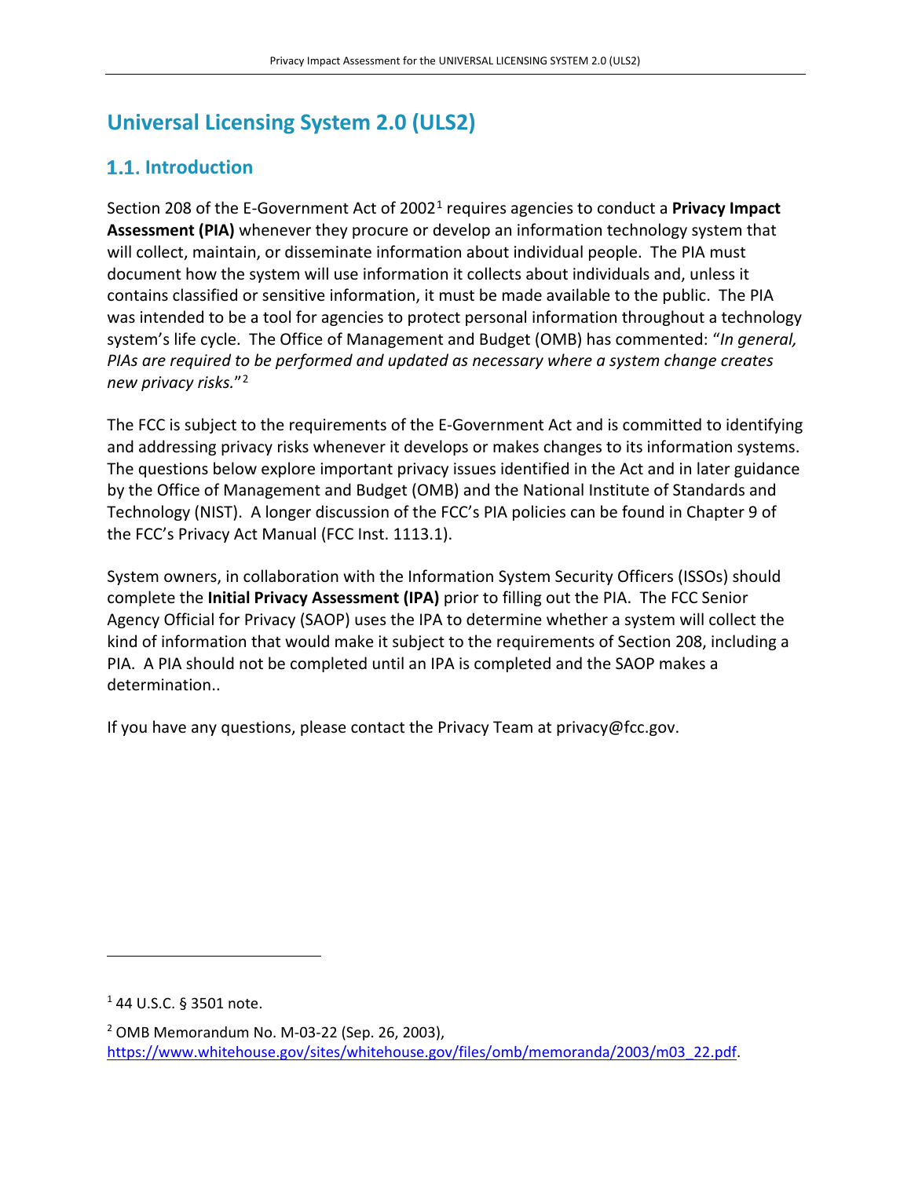# Universal Licensing System 2.0 (ULS2)

## 1.1. Introduction

Section 208 of the E-Government Act of 2002[1] requires agencies to conduct a **Privacy Impact Assessment (PIA)** whenever they procure or develop an information technology system that will collect, maintain, or disseminate information about individual people. The PIA must document how the system will use information it collects about individuals and, unless it contains classified or sensitive information, it must be made available to the public. The PIA was intended to be a tool for agencies to protect personal information throughout a technology system's life cycle. The Office of Management and Budget (OMB) has commented: "*In general, PIAs are required to be performed and updated as necessary where a system change creates new privacy risks.*"[2]

The FCC is subject to the requirements of the E-Government Act and is committed to identifying and addressing privacy risks whenever it develops or makes changes to its information systems. The questions below explore important privacy issues identified in the Act and in later guidance by the Office of Management and Budget (OMB) and the National Institute of Standards and Technology (NIST). A longer discussion of the FCC's PIA policies can be found in Chapter 9 of the FCC's Privacy Act Manual (FCC Inst. 1113.1).

System owners, in collaboration with the Information System Security Officers (ISSOs) should complete the **Initial Privacy Assessment (IPA)** prior to filling out the PIA. The FCC Senior Agency Official for Privacy (SAOP) uses the IPA to determine whether a system will collect the kind of information that would make it subject to the requirements of Section 208, including a PIA. A PIA should not be completed until an IPA is completed and the SAOP makes a determination..

If you have any questions, please contact the Privacy Team at privacy@fcc.gov.

---

[1] 44 U.S.C. § 3501 note.

[2] OMB Memorandum No. M-03-22 (Sep. 26, 2003), https://www.whitehouse.gov/sites/whitehouse.gov/files/omb/memoranda/2003/m03_22.pdf.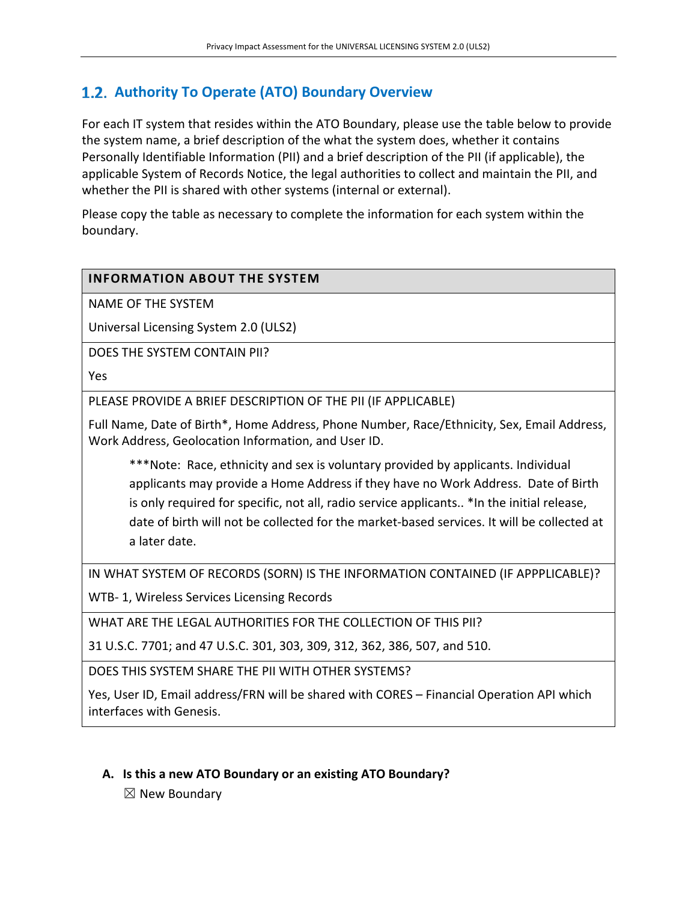## 1.2. Authority To Operate (ATO) Boundary Overview

For each IT system that resides within the ATO Boundary, please use the table below to provide the system name, a brief description of the what the system does, whether it contains Personally Identifiable Information (PII) and a brief description of the PII (if applicable), the applicable System of Records Notice, the legal authorities to collect and maintain the PII, and whether the PII is shared with other systems (internal or external).

Please copy the table as necessary to complete the information for each system within the boundary.

| INFORMATION ABOUT THE SYSTEM |
|---|
| NAME OF THE SYSTEM<br>Universal Licensing System 2.0 (ULS2) |
| DOES THE SYSTEM CONTAIN PII?<br>Yes |
| PLEASE PROVIDE A BRIEF DESCRIPTION OF THE PII (IF APPLICABLE)<br>Full Name, Date of Birth*, Home Address, Phone Number, Race/Ethnicity, Sex, Email Address, Work Address, Geolocation Information, and User ID.<br>***Note: Race, ethnicity and sex is voluntary provided by applicants. Individual applicants may provide a Home Address if they have no Work Address. Date of Birth is only required for specific, not all, radio service applicants.. *In the initial release, date of birth will not be collected for the market-based services. It will be collected at a later date. |
| IN WHAT SYSTEM OF RECORDS (SORN) IS THE INFORMATION CONTAINED (IF APPPLICABLE)?<br>WTB- 1, Wireless Services Licensing Records |
| WHAT ARE THE LEGAL AUTHORITIES FOR THE COLLECTION OF THIS PII?<br>31 U.S.C. 7701; and 47 U.S.C. 301, 303, 309, 312, 362, 386, 507, and 510. |
| DOES THIS SYSTEM SHARE THE PII WITH OTHER SYSTEMS?<br>Yes, User ID, Email address/FRN will be shared with CORES – Financial Operation API which interfaces with Genesis. |

**A. Is this a new ATO Boundary or an existing ATO Boundary?**

☒ New Boundary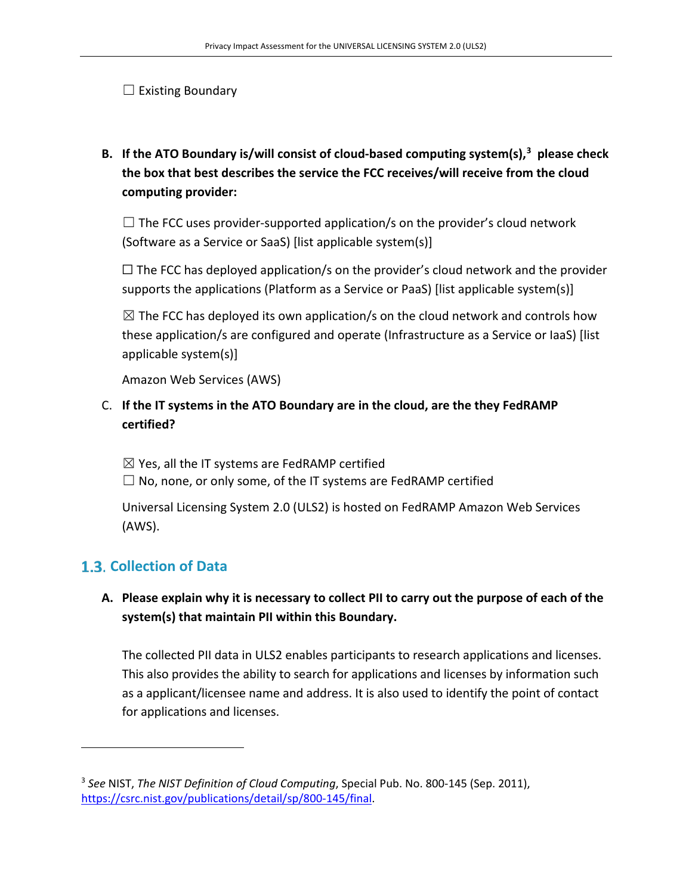☐ Existing Boundary

**B. If the ATO Boundary is/will consist of cloud-based computing system(s),[3] please check the box that best describes the service the FCC receives/will receive from the cloud computing provider:**

☐ The FCC uses provider-supported application/s on the provider's cloud network (Software as a Service or SaaS) [list applicable system(s)]

☐ The FCC has deployed application/s on the provider's cloud network and the provider supports the applications (Platform as a Service or PaaS) [list applicable system(s)]

☒ The FCC has deployed its own application/s on the cloud network and controls how these application/s are configured and operate (Infrastructure as a Service or IaaS) [list applicable system(s)]

Amazon Web Services (AWS)

C. **If the IT systems in the ATO Boundary are in the cloud, are the they FedRAMP certified?**

☒ Yes, all the IT systems are FedRAMP certified
☐ No, none, or only some, of the IT systems are FedRAMP certified

Universal Licensing System 2.0 (ULS2) is hosted on FedRAMP Amazon Web Services (AWS).

## 1.3. Collection of Data

**A. Please explain why it is necessary to collect PII to carry out the purpose of each of the system(s) that maintain PII within this Boundary.**

The collected PII data in ULS2 enables participants to research applications and licenses. This also provides the ability to search for applications and licenses by information such as a applicant/licensee name and address. It is also used to identify the point of contact for applications and licenses.

---

[3] *See* NIST, *The NIST Definition of Cloud Computing*, Special Pub. No. 800-145 (Sep. 2011), https://csrc.nist.gov/publications/detail/sp/800-145/final.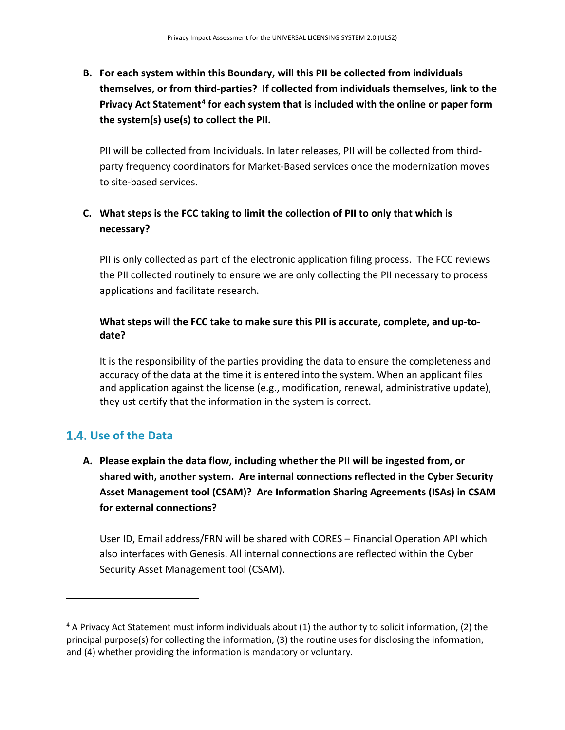**B. For each system within this Boundary, will this PII be collected from individuals themselves, or from third-parties? If collected from individuals themselves, link to the Privacy Act Statement[4] for each system that is included with the online or paper form the system(s) use(s) to collect the PII.**

PII will be collected from Individuals. In later releases, PII will be collected from third-party frequency coordinators for Market-Based services once the modernization moves to site-based services.

**C. What steps is the FCC taking to limit the collection of PII to only that which is necessary?**

PII is only collected as part of the electronic application filing process. The FCC reviews the PII collected routinely to ensure we are only collecting the PII necessary to process applications and facilitate research.

**What steps will the FCC take to make sure this PII is accurate, complete, and up-to-date?**

It is the responsibility of the parties providing the data to ensure the completeness and accuracy of the data at the time it is entered into the system. When an applicant files and application against the license (e.g., modification, renewal, administrative update), they ust certify that the information in the system is correct.

## 1.4. Use of the Data

**A. Please explain the data flow, including whether the PII will be ingested from, or shared with, another system. Are internal connections reflected in the Cyber Security Asset Management tool (CSAM)? Are Information Sharing Agreements (ISAs) in CSAM for external connections?**

User ID, Email address/FRN will be shared with CORES – Financial Operation API which also interfaces with Genesis. All internal connections are reflected within the Cyber Security Asset Management tool (CSAM).

---

[4] A Privacy Act Statement must inform individuals about (1) the authority to solicit information, (2) the principal purpose(s) for collecting the information, (3) the routine uses for disclosing the information, and (4) whether providing the information is mandatory or voluntary.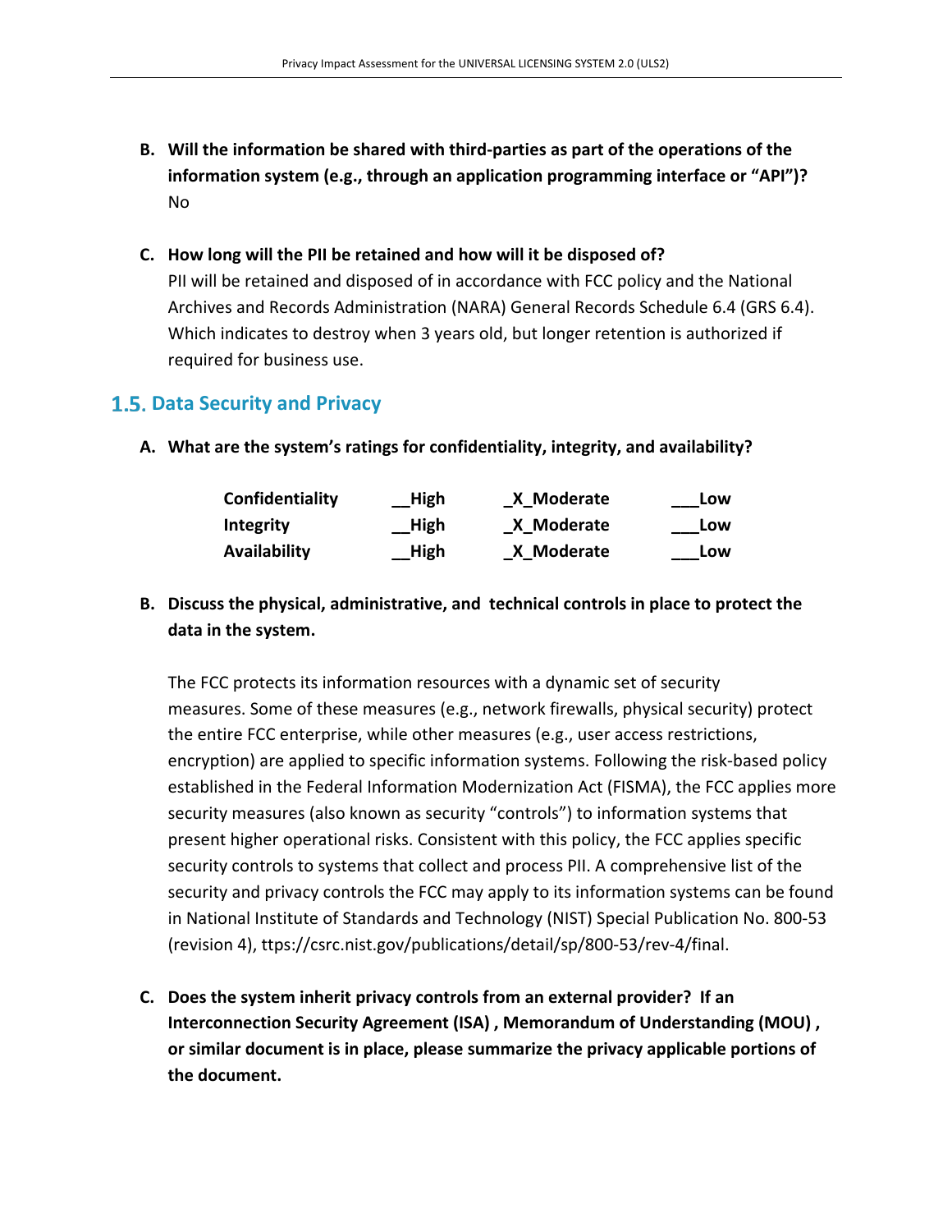**B. Will the information be shared with third-parties as part of the operations of the information system (e.g., through an application programming interface or "API")?**

No

**C. How long will the PII be retained and how will it be disposed of?**

PII will be retained and disposed of in accordance with FCC policy and the National Archives and Records Administration (NARA) General Records Schedule 6.4 (GRS 6.4). Which indicates to destroy when 3 years old, but longer retention is authorized if required for business use.

## 1.5. Data Security and Privacy

**A. What are the system's ratings for confidentiality, integrity, and availability?**

| | | | |
|---|---|---|---|
| **Confidentiality** | **__High** | **_X_Moderate** | **___Low** |
| **Integrity** | **__High** | **_X_Moderate** | **___Low** |
| **Availability** | **__High** | **_X_Moderate** | **___Low** |

**B. Discuss the physical, administrative, and technical controls in place to protect the data in the system.**

The FCC protects its information resources with a dynamic set of security measures. Some of these measures (e.g., network firewalls, physical security) protect the entire FCC enterprise, while other measures (e.g., user access restrictions, encryption) are applied to specific information systems. Following the risk-based policy established in the Federal Information Modernization Act (FISMA), the FCC applies more security measures (also known as security "controls") to information systems that present higher operational risks. Consistent with this policy, the FCC applies specific security controls to systems that collect and process PII. A comprehensive list of the security and privacy controls the FCC may apply to its information systems can be found in National Institute of Standards and Technology (NIST) Special Publication No. 800-53 (revision 4), ttps://csrc.nist.gov/publications/detail/sp/800-53/rev-4/final.

**C. Does the system inherit privacy controls from an external provider? If an Interconnection Security Agreement (ISA) , Memorandum of Understanding (MOU) , or similar document is in place, please summarize the privacy applicable portions of the document.**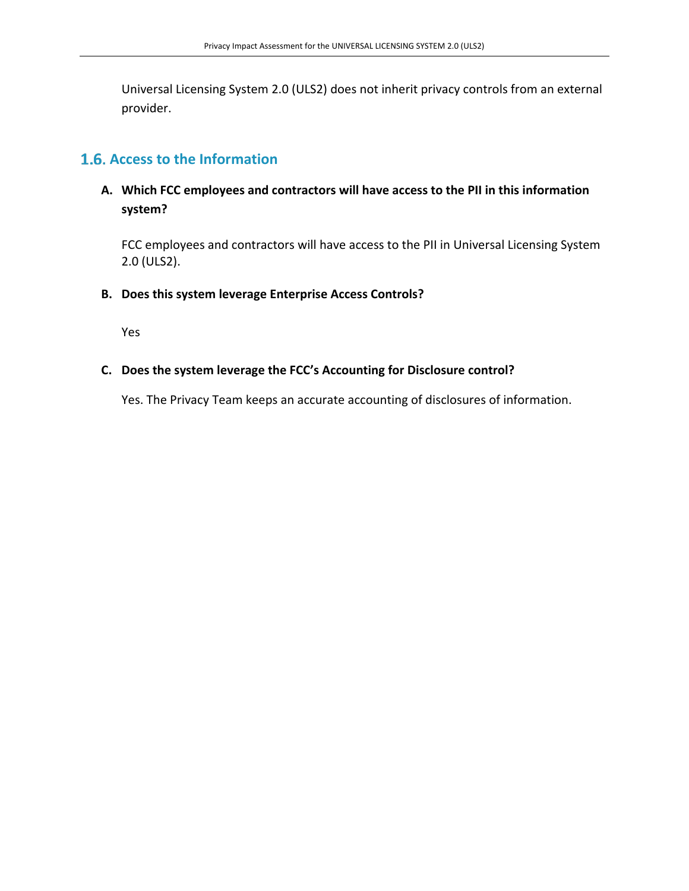Universal Licensing System 2.0 (ULS2) does not inherit privacy controls from an external provider.

## 1.6. Access to the Information

**A. Which FCC employees and contractors will have access to the PII in this information system?**

FCC employees and contractors will have access to the PII in Universal Licensing System 2.0 (ULS2).

**B. Does this system leverage Enterprise Access Controls?**

Yes

**C. Does the system leverage the FCC's Accounting for Disclosure control?**

Yes. The Privacy Team keeps an accurate accounting of disclosures of information.